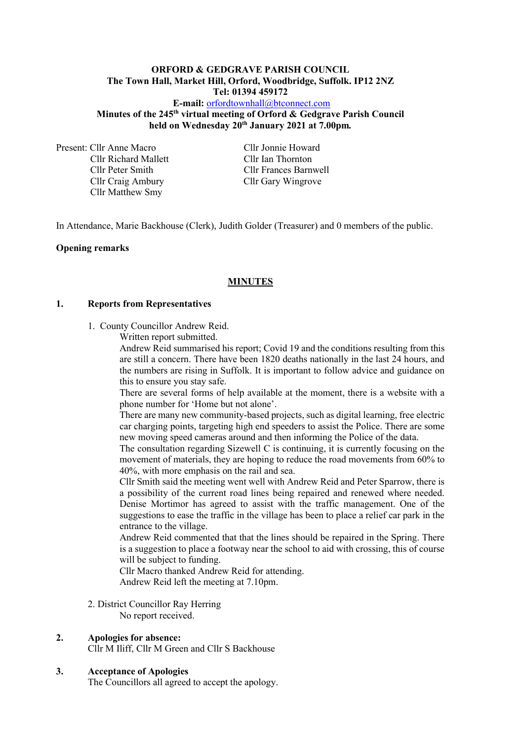**ORFORD & GEDGRAVE PARISH COUNCIL**
**The Town Hall, Market Hill, Orford, Woodbridge, Suffolk. IP12 2NZ**
**Tel: 01394 459172**
**E-mail:** orfordtownhall@btconnect.com
**Minutes of the 245th virtual meeting of Orford & Gedgrave Parish Council held on Wednesday 20th January 2021 at 7.00pm.**

Present: Cllr Anne Macro
Cllr Richard Mallett
Cllr Peter Smith
Cllr Craig Ambury
Cllr Matthew Smy
Cllr Jonnie Howard
Cllr Ian Thornton
Cllr Frances Barnwell
Cllr Gary Wingrove

In Attendance, Marie Backhouse (Clerk), Judith Golder (Treasurer) and 0 members of the public.

**Opening remarks**

## MINUTES

**1. Reports from Representatives**

1. County Councillor Andrew Reid.
   Written report submitted.
   Andrew Reid summarised his report; Covid 19 and the conditions resulting from this are still a concern. There have been 1820 deaths nationally in the last 24 hours, and the numbers are rising in Suffolk. It is important to follow advice and guidance on this to ensure you stay safe.
   There are several forms of help available at the moment, there is a website with a phone number for 'Home but not alone'.
   There are many new community-based projects, such as digital learning, free electric car charging points, targeting high end speeders to assist the Police. There are some new moving speed cameras around and then informing the Police of the data.
   The consultation regarding Sizewell C is continuing, it is currently focusing on the movement of materials, they are hoping to reduce the road movements from 60% to 40%, with more emphasis on the rail and sea.
   Cllr Smith said the meeting went well with Andrew Reid and Peter Sparrow, there is a possibility of the current road lines being repaired and renewed where needed. Denise Mortimor has agreed to assist with the traffic management. One of the suggestions to ease the traffic in the village has been to place a relief car park in the entrance to the village.
   Andrew Reid commented that that the lines should be repaired in the Spring. There is a suggestion to place a footway near the school to aid with crossing, this of course will be subject to funding.
   Cllr Macro thanked Andrew Reid for attending.
   Andrew Reid left the meeting at 7.10pm.

2. District Councillor Ray Herring
   No report received.

**2. Apologies for absence:**
Cllr M Iliff, Cllr M Green and Cllr S Backhouse

**3. Acceptance of Apologies**
The Councillors all agreed to accept the apology.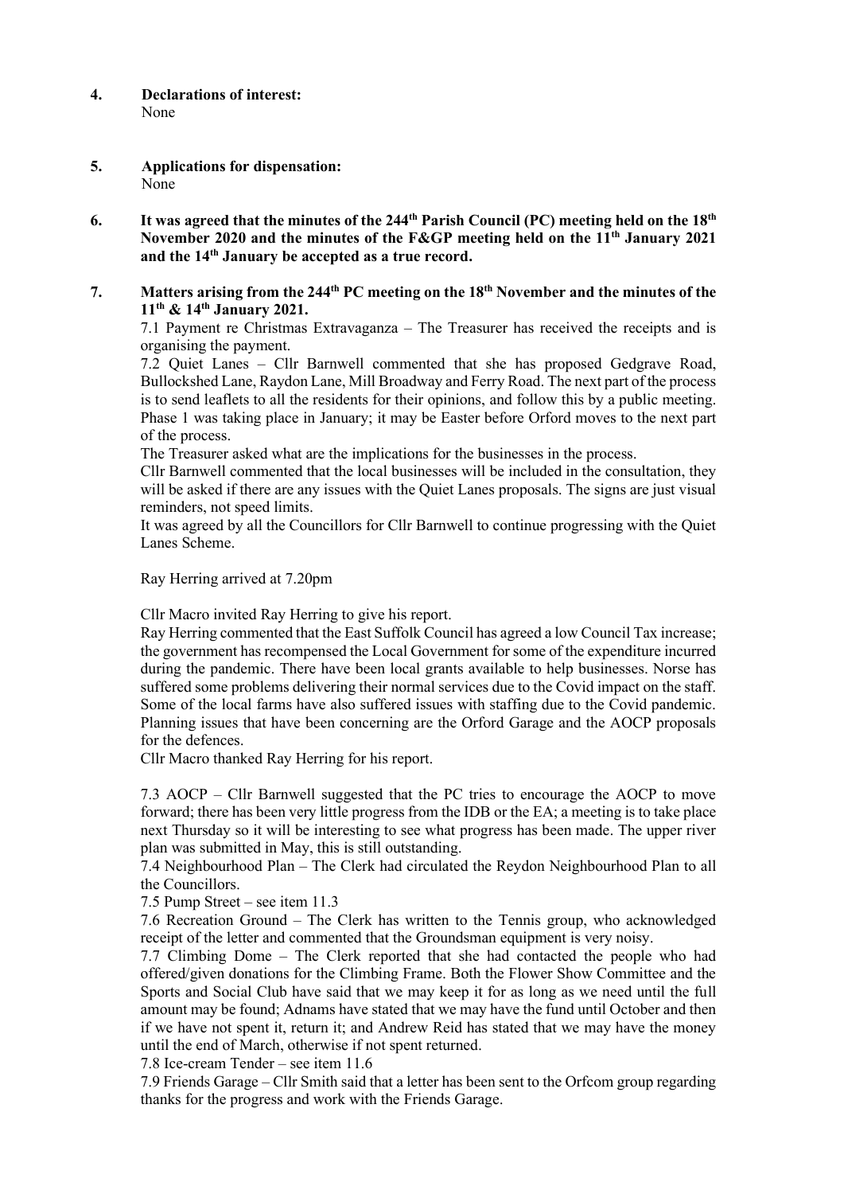**4. Declarations of interest:**
None

**5. Applications for dispensation:**
None

**6. It was agreed that the minutes of the 244th Parish Council (PC) meeting held on the 18th November 2020 and the minutes of the F&GP meeting held on the 11th January 2021 and the 14th January be accepted as a true record.**

**7. Matters arising from the 244th PC meeting on the 18th November and the minutes of the 11th & 14th January 2021.**

7.1 Payment re Christmas Extravaganza – The Treasurer has received the receipts and is organising the payment.

7.2 Quiet Lanes – Cllr Barnwell commented that she has proposed Gedgrave Road, Bullockshed Lane, Raydon Lane, Mill Broadway and Ferry Road. The next part of the process is to send leaflets to all the residents for their opinions, and follow this by a public meeting. Phase 1 was taking place in January; it may be Easter before Orford moves to the next part of the process.

The Treasurer asked what are the implications for the businesses in the process.

Cllr Barnwell commented that the local businesses will be included in the consultation, they will be asked if there are any issues with the Quiet Lanes proposals. The signs are just visual reminders, not speed limits.

It was agreed by all the Councillors for Cllr Barnwell to continue progressing with the Quiet Lanes Scheme.

Ray Herring arrived at 7.20pm

Cllr Macro invited Ray Herring to give his report.

Ray Herring commented that the East Suffolk Council has agreed a low Council Tax increase; the government has recompensed the Local Government for some of the expenditure incurred during the pandemic. There have been local grants available to help businesses. Norse has suffered some problems delivering their normal services due to the Covid impact on the staff. Some of the local farms have also suffered issues with staffing due to the Covid pandemic. Planning issues that have been concerning are the Orford Garage and the AOCP proposals for the defences.

Cllr Macro thanked Ray Herring for his report.

7.3 AOCP – Cllr Barnwell suggested that the PC tries to encourage the AOCP to move forward; there has been very little progress from the IDB or the EA; a meeting is to take place next Thursday so it will be interesting to see what progress has been made. The upper river plan was submitted in May, this is still outstanding.

7.4 Neighbourhood Plan – The Clerk had circulated the Reydon Neighbourhood Plan to all the Councillors.

7.5 Pump Street – see item 11.3

7.6 Recreation Ground – The Clerk has written to the Tennis group, who acknowledged receipt of the letter and commented that the Groundsman equipment is very noisy.

7.7 Climbing Dome – The Clerk reported that she had contacted the people who had offered/given donations for the Climbing Frame. Both the Flower Show Committee and the Sports and Social Club have said that we may keep it for as long as we need until the full amount may be found; Adnams have stated that we may have the fund until October and then if we have not spent it, return it; and Andrew Reid has stated that we may have the money until the end of March, otherwise if not spent returned.

7.8 Ice-cream Tender – see item 11.6

7.9 Friends Garage – Cllr Smith said that a letter has been sent to the Orfcom group regarding thanks for the progress and work with the Friends Garage.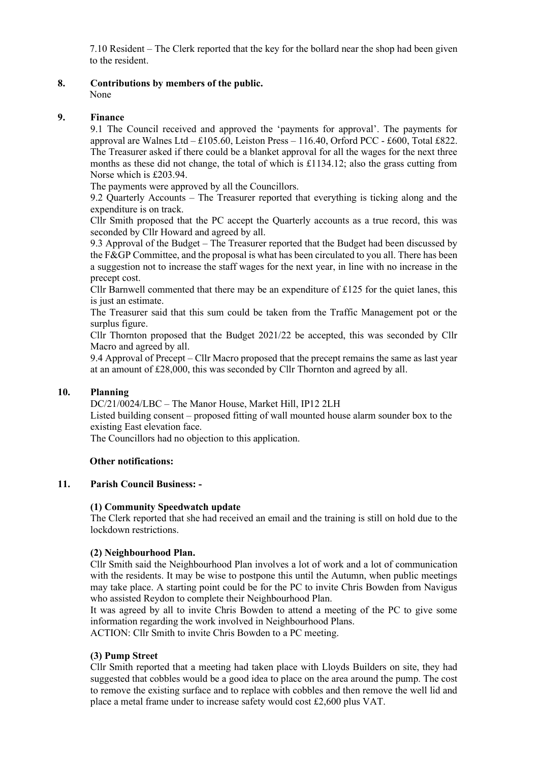7.10 Resident – The Clerk reported that the key for the bollard near the shop had been given to the resident.

## 8. Contributions by members of the public.

None

## 9. Finance

9.1 The Council received and approved the 'payments for approval'. The payments for approval are Walnes Ltd – £105.60, Leiston Press – 116.40, Orford PCC - £600, Total £822. The Treasurer asked if there could be a blanket approval for all the wages for the next three months as these did not change, the total of which is £1134.12; also the grass cutting from Norse which is £203.94.

The payments were approved by all the Councillors.

9.2 Quarterly Accounts – The Treasurer reported that everything is ticking along and the expenditure is on track.

Cllr Smith proposed that the PC accept the Quarterly accounts as a true record, this was seconded by Cllr Howard and agreed by all.

9.3 Approval of the Budget – The Treasurer reported that the Budget had been discussed by the F&GP Committee, and the proposal is what has been circulated to you all. There has been a suggestion not to increase the staff wages for the next year, in line with no increase in the precept cost.

Cllr Barnwell commented that there may be an expenditure of £125 for the quiet lanes, this is just an estimate.

The Treasurer said that this sum could be taken from the Traffic Management pot or the surplus figure.

Cllr Thornton proposed that the Budget 2021/22 be accepted, this was seconded by Cllr Macro and agreed by all.

9.4 Approval of Precept – Cllr Macro proposed that the precept remains the same as last year at an amount of £28,000, this was seconded by Cllr Thornton and agreed by all.

## 10. Planning

DC/21/0024/LBC – The Manor House, Market Hill, IP12 2LH

Listed building consent – proposed fitting of wall mounted house alarm sounder box to the existing East elevation face.

The Councillors had no objection to this application.

**Other notifications:**

## 11. Parish Council Business: -

**(1) Community Speedwatch update**

The Clerk reported that she had received an email and the training is still on hold due to the lockdown restrictions.

**(2) Neighbourhood Plan.**

Cllr Smith said the Neighbourhood Plan involves a lot of work and a lot of communication with the residents. It may be wise to postpone this until the Autumn, when public meetings may take place. A starting point could be for the PC to invite Chris Bowden from Navigus who assisted Reydon to complete their Neighbourhood Plan.

It was agreed by all to invite Chris Bowden to attend a meeting of the PC to give some information regarding the work involved in Neighbourhood Plans.

ACTION: Cllr Smith to invite Chris Bowden to a PC meeting.

**(3) Pump Street**

Cllr Smith reported that a meeting had taken place with Lloyds Builders on site, they had suggested that cobbles would be a good idea to place on the area around the pump. The cost to remove the existing surface and to replace with cobbles and then remove the well lid and place a metal frame under to increase safety would cost £2,600 plus VAT.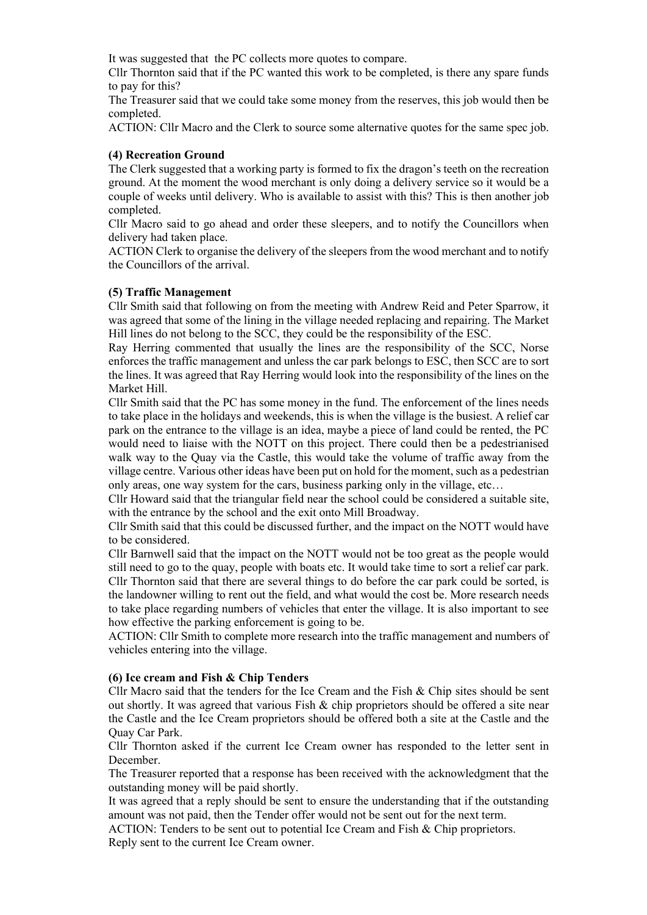It was suggested that the PC collects more quotes to compare.

Cllr Thornton said that if the PC wanted this work to be completed, is there any spare funds to pay for this?

The Treasurer said that we could take some money from the reserves, this job would then be completed.

ACTION: Cllr Macro and the Clerk to source some alternative quotes for the same spec job.

**(4) Recreation Ground**

The Clerk suggested that a working party is formed to fix the dragon's teeth on the recreation ground. At the moment the wood merchant is only doing a delivery service so it would be a couple of weeks until delivery. Who is available to assist with this? This is then another job completed.

Cllr Macro said to go ahead and order these sleepers, and to notify the Councillors when delivery had taken place.

ACTION Clerk to organise the delivery of the sleepers from the wood merchant and to notify the Councillors of the arrival.

**(5) Traffic Management**

Cllr Smith said that following on from the meeting with Andrew Reid and Peter Sparrow, it was agreed that some of the lining in the village needed replacing and repairing. The Market Hill lines do not belong to the SCC, they could be the responsibility of the ESC.

Ray Herring commented that usually the lines are the responsibility of the SCC, Norse enforces the traffic management and unless the car park belongs to ESC, then SCC are to sort the lines. It was agreed that Ray Herring would look into the responsibility of the lines on the Market Hill.

Cllr Smith said that the PC has some money in the fund. The enforcement of the lines needs to take place in the holidays and weekends, this is when the village is the busiest. A relief car park on the entrance to the village is an idea, maybe a piece of land could be rented, the PC would need to liaise with the NOTT on this project. There could then be a pedestrianised walk way to the Quay via the Castle, this would take the volume of traffic away from the village centre. Various other ideas have been put on hold for the moment, such as a pedestrian only areas, one way system for the cars, business parking only in the village, etc…

Cllr Howard said that the triangular field near the school could be considered a suitable site, with the entrance by the school and the exit onto Mill Broadway.

Cllr Smith said that this could be discussed further, and the impact on the NOTT would have to be considered.

Cllr Barnwell said that the impact on the NOTT would not be too great as the people would still need to go to the quay, people with boats etc. It would take time to sort a relief car park.

Cllr Thornton said that there are several things to do before the car park could be sorted, is the landowner willing to rent out the field, and what would the cost be. More research needs to take place regarding numbers of vehicles that enter the village. It is also important to see how effective the parking enforcement is going to be.

ACTION: Cllr Smith to complete more research into the traffic management and numbers of vehicles entering into the village.

**(6) Ice cream and Fish & Chip Tenders**

Cllr Macro said that the tenders for the Ice Cream and the Fish & Chip sites should be sent out shortly. It was agreed that various Fish & chip proprietors should be offered a site near the Castle and the Ice Cream proprietors should be offered both a site at the Castle and the Quay Car Park.

Cllr Thornton asked if the current Ice Cream owner has responded to the letter sent in December.

The Treasurer reported that a response has been received with the acknowledgment that the outstanding money will be paid shortly.

It was agreed that a reply should be sent to ensure the understanding that if the outstanding amount was not paid, then the Tender offer would not be sent out for the next term.

ACTION: Tenders to be sent out to potential Ice Cream and Fish & Chip proprietors.
Reply sent to the current Ice Cream owner.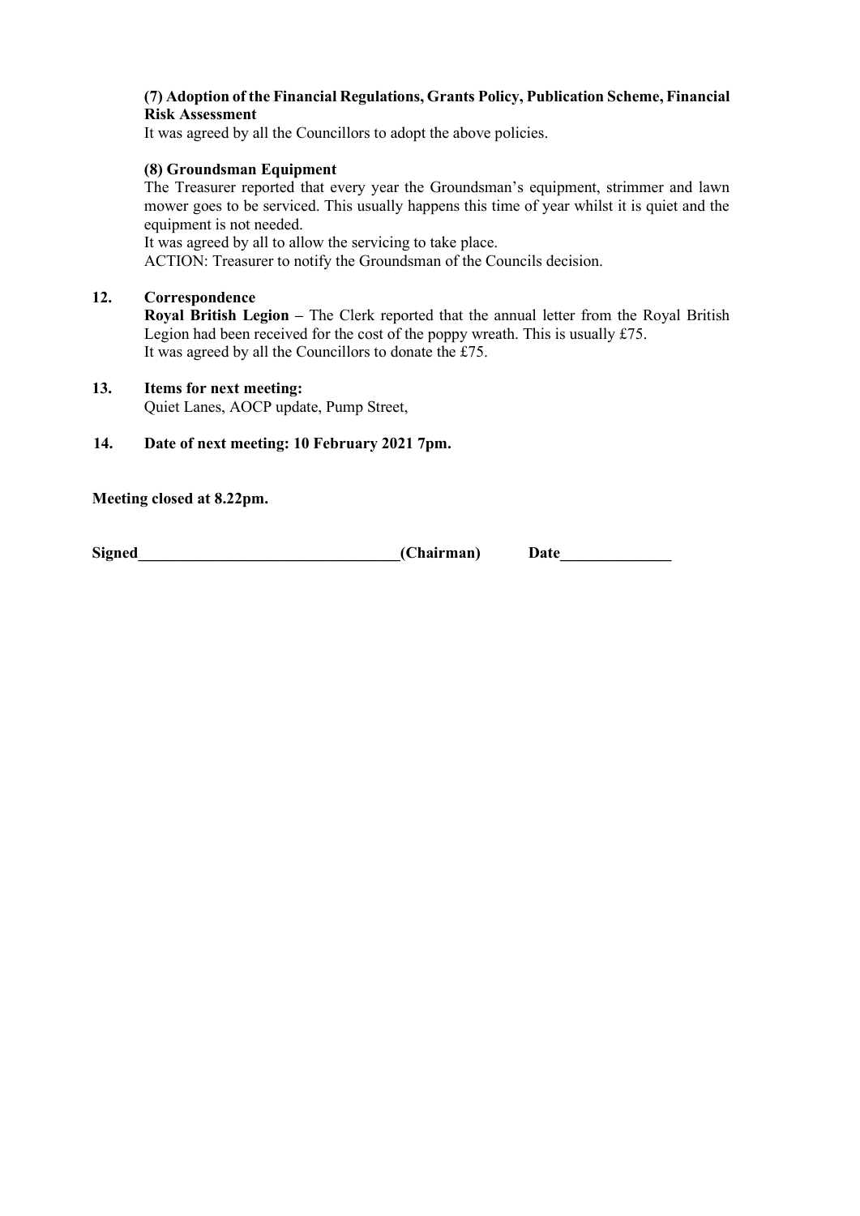**(7) Adoption of the Financial Regulations, Grants Policy, Publication Scheme, Financial Risk Assessment**

It was agreed by all the Councillors to adopt the above policies.

**(8) Groundsman Equipment**

The Treasurer reported that every year the Groundsman's equipment, strimmer and lawn mower goes to be serviced. This usually happens this time of year whilst it is quiet and the equipment is not needed.

It was agreed by all to allow the servicing to take place.

ACTION: Treasurer to notify the Groundsman of the Councils decision.

**12. Correspondence**

**Royal British Legion –** The Clerk reported that the annual letter from the Royal British Legion had been received for the cost of the poppy wreath. This is usually £75.

It was agreed by all the Councillors to donate the £75.

**13. Items for next meeting:**

Quiet Lanes, AOCP update, Pump Street,

**14. Date of next meeting: 10 February 2021 7pm.**

**Meeting closed at 8.22pm.**

**Signed\_\_\_\_\_\_\_\_\_\_\_\_\_\_\_\_\_\_\_\_\_\_\_\_\_\_\_\_\_\_\_\_\_(Chairman) Date\_\_\_\_\_\_\_\_\_\_\_\_\_\_**